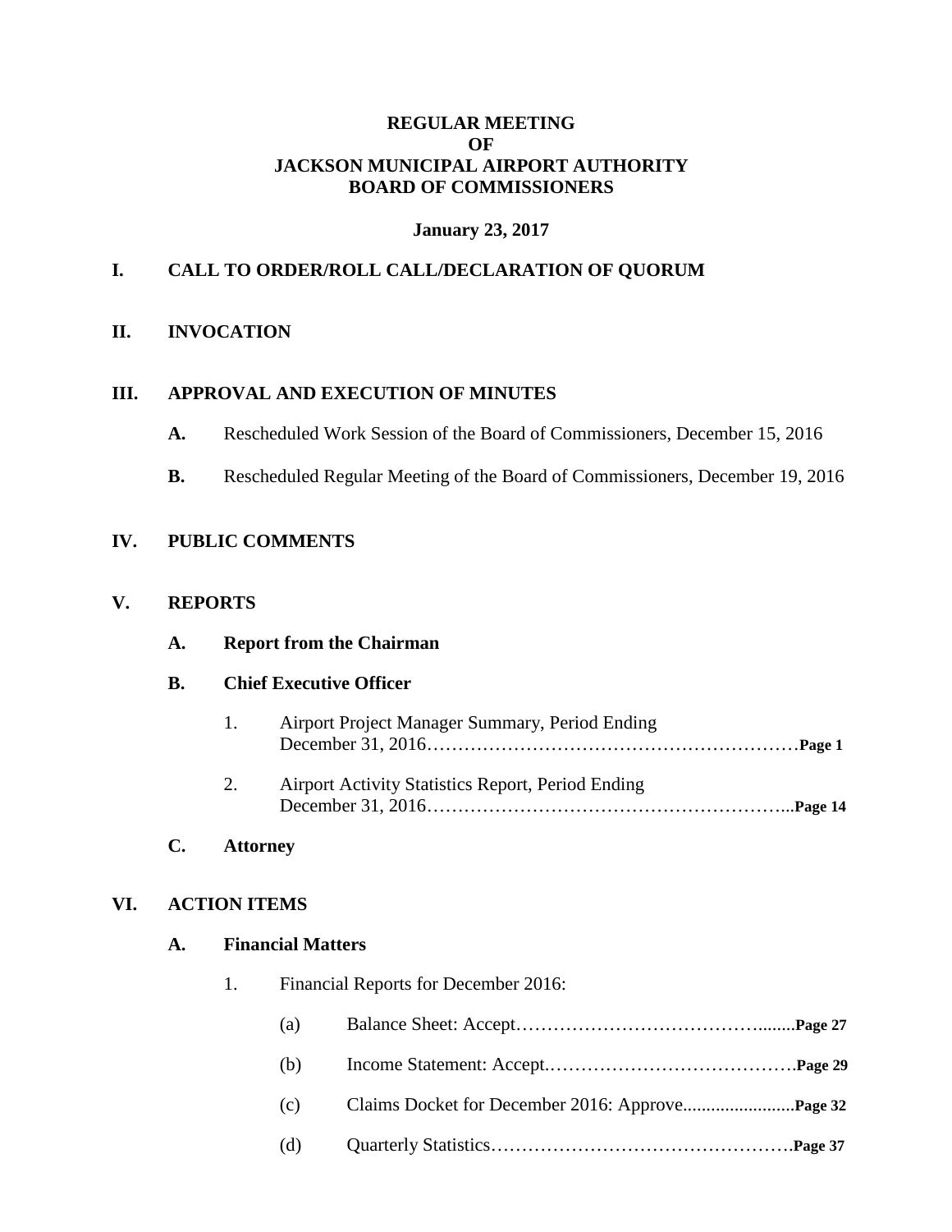**REGULAR MEETING**
**OF**
**JACKSON MUNICIPAL AIRPORT AUTHORITY**
**BOARD OF COMMISSIONERS**

**January 23, 2017**

## I. CALL TO ORDER/ROLL CALL/DECLARATION OF QUORUM

## II. INVOCATION

## III. APPROVAL AND EXECUTION OF MINUTES

**A.** Rescheduled Work Session of the Board of Commissioners, December 15, 2016

**B.** Rescheduled Regular Meeting of the Board of Commissioners, December 19, 2016

## IV. PUBLIC COMMENTS

## V. REPORTS

**A. Report from the Chairman**

**B. Chief Executive Officer**

1. Airport Project Manager Summary, Period Ending December 31, 2016……………………………………………………**Page 1**

2. Airport Activity Statistics Report, Period Ending December 31, 2016…………………………………………………...**Page 14**

**C. Attorney**

## VI. ACTION ITEMS

**A. Financial Matters**

1. Financial Reports for December 2016:

   (a) Balance Sheet: Accept……………………………………........**Page 27**

   (b) Income Statement: Accept.………………………………….**Page 29**

   (c) Claims Docket for December 2016: Approve........................**Page 32**

   (d) Quarterly Statistics………………………………………….**Page 37**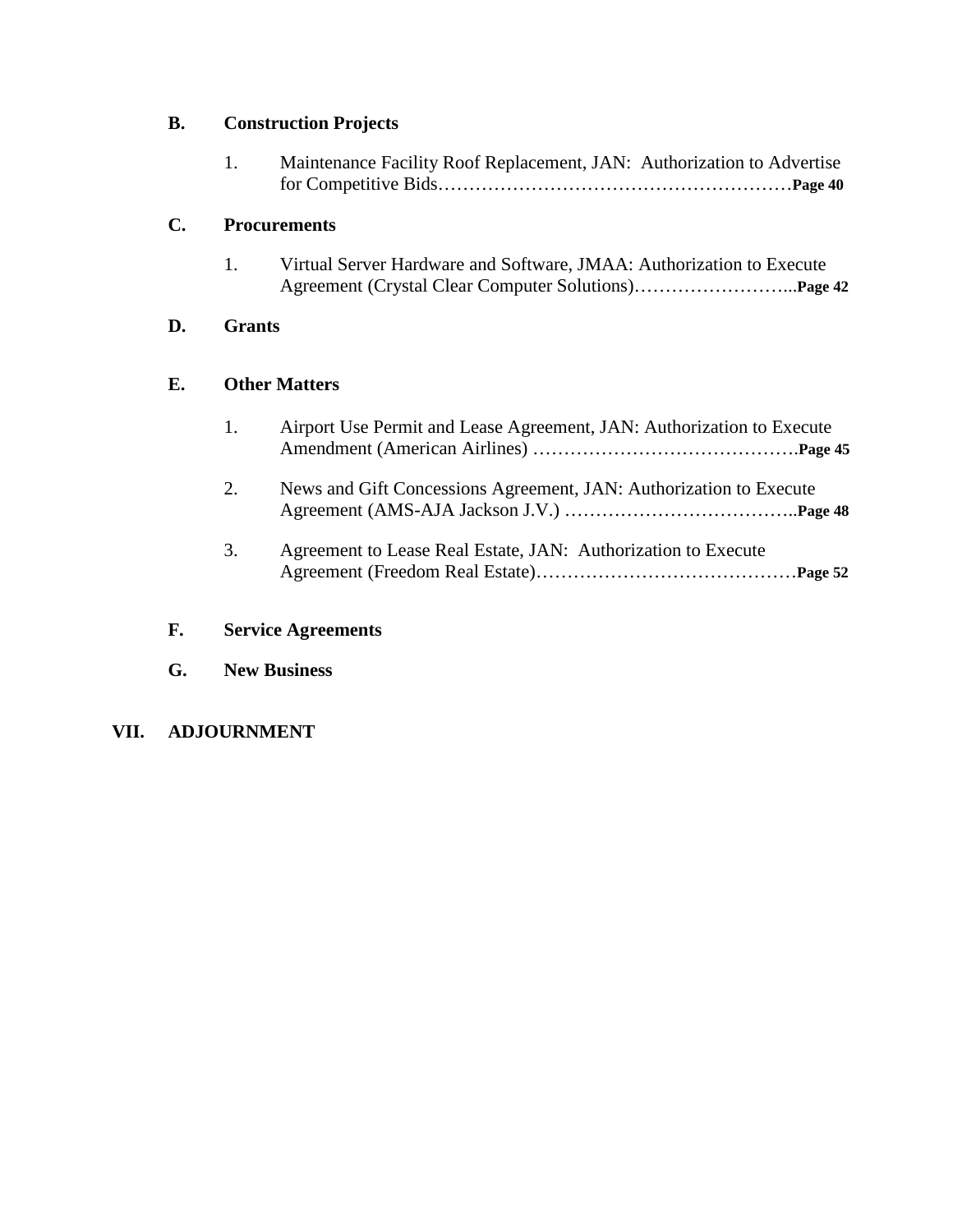**B. Construction Projects**

1. Maintenance Facility Roof Replacement, JAN: Authorization to Advertise for Competitive Bids…………………………………………………**Page 40**

**C. Procurements**

1. Virtual Server Hardware and Software, JMAA: Authorization to Execute Agreement (Crystal Clear Computer Solutions)……………………..**Page 42**

**D. Grants**

**E. Other Matters**

1. Airport Use Permit and Lease Agreement, JAN: Authorization to Execute Amendment (American Airlines) ……………………………………**Page 45**

2. News and Gift Concessions Agreement, JAN: Authorization to Execute Agreement (AMS-AJA Jackson J.V.) ………………………………..**Page 48**

3. Agreement to Lease Real Estate, JAN: Authorization to Execute Agreement (Freedom Real Estate)……………………………………**Page 52**

**F. Service Agreements**

**G. New Business**

**VII. ADJOURNMENT**